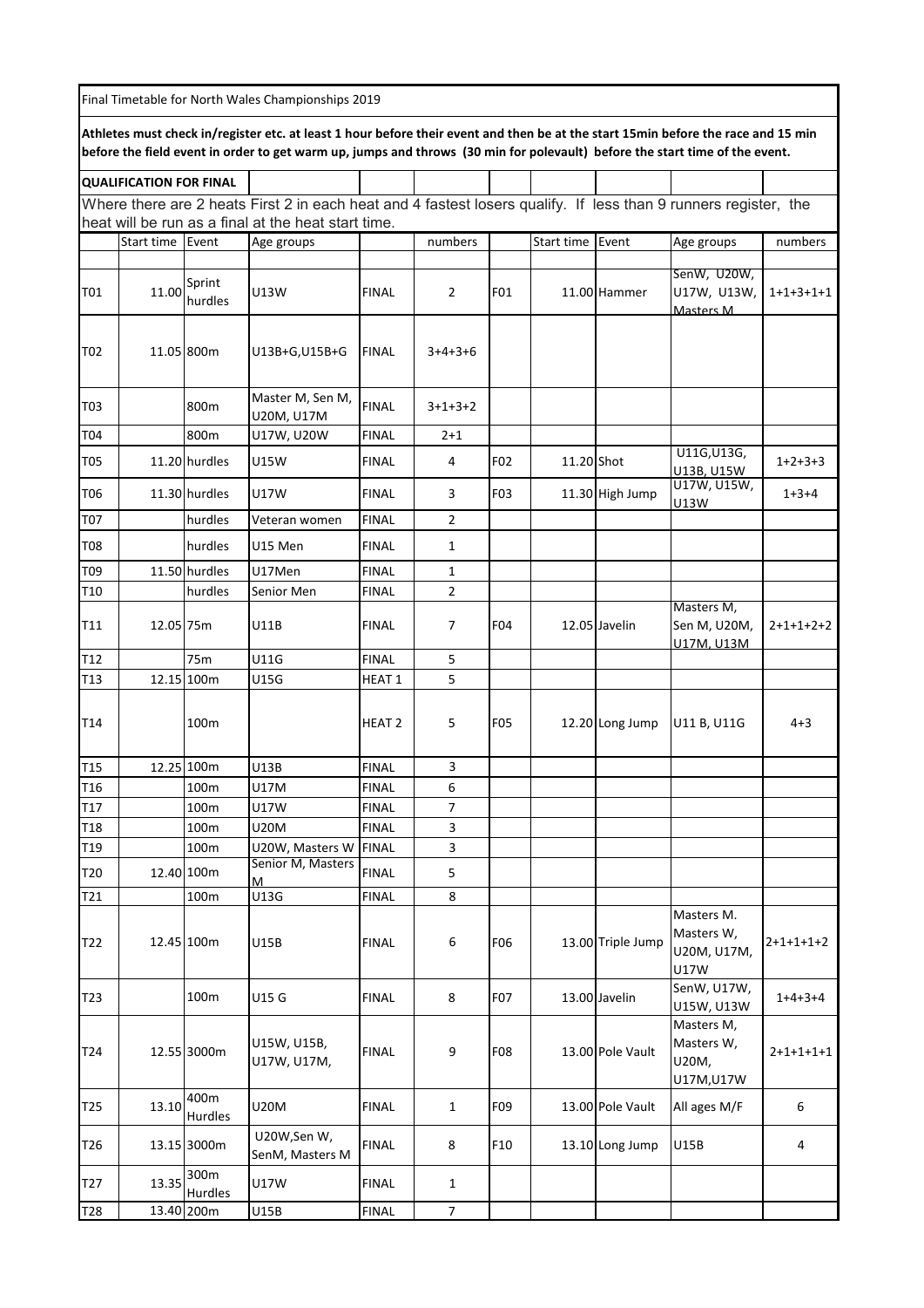Final Timetable for North Wales Championships 2019

**Athletes must check in/register etc. at least 1 hour before their event and then be at the start 15min before the race and 15 min before the field event in order to get warm up, jumps and throws (30 min for polevault) before the start time of the event.**

**QUALIFICATION FOR FINAL**

Where there are 2 heats First 2 in each heat and 4 fastest losers qualify. If less than 9 runners register, the heat will be run as a final at the heat start time.

| | Start time | Event | Age groups | | numbers | | Start time | Event | Age groups | numbers |
|---|---|---|---|---|---|---|---|---|---|---|
| T01 | 11.00 | Sprint hurdles | U13W | FINAL | 2 | F01 | 11.00 | Hammer | SenW, U20W, U17W, U13W, Masters M | 1+1+3+1+1 |
| T02 | 11.05 | 800m | U13B+G,U15B+G | FINAL | 3+4+3+6 | | | | | |
| T03 | | 800m | Master M, Sen M, U20M, U17M | FINAL | 3+1+3+2 | | | | | |
| T04 | | 800m | U17W, U20W | FINAL | 2+1 | | | | | |
| T05 | 11.20 | hurdles | U15W | FINAL | 4 | F02 | 11.20 | Shot | U11G,U13G, U13B, U15W | 1+2+3+3 |
| T06 | 11.30 | hurdles | U17W | FINAL | 3 | F03 | 11.30 | High Jump | U17W, U15W, U13W | 1+3+4 |
| T07 | | hurdles | Veteran women | FINAL | 2 | | | | | |
| T08 | | hurdles | U15 Men | FINAL | 1 | | | | | |
| T09 | 11.50 | hurdles | U17Men | FINAL | 1 | | | | | |
| T10 | | hurdles | Senior Men | FINAL | 2 | | | | | |
| T11 | 12.05 | 75m | U11B | FINAL | 7 | F04 | 12.05 | Javelin | Masters M, Sen M, U20M, U17M, U13M | 2+1+1+2+2 |
| T12 | | 75m | U11G | FINAL | 5 | | | | | |
| T13 | 12.15 | 100m | U15G | HEAT 1 | 5 | | | | | |
| T14 | | 100m | | HEAT 2 | 5 | F05 | 12.20 | Long Jump | U11 B, U11G | 4+3 |
| T15 | 12.25 | 100m | U13B | FINAL | 3 | | | | | |
| T16 | | 100m | U17M | FINAL | 6 | | | | | |
| T17 | | 100m | U17W | FINAL | 7 | | | | | |
| T18 | | 100m | U20M | FINAL | 3 | | | | | |
| T19 | | 100m | U20W, Masters W | FINAL | 3 | | | | | |
| T20 | 12.40 | 100m | Senior M, Masters M | FINAL | 5 | | | | | |
| T21 | | 100m | U13G | FINAL | 8 | | | | | |
| T22 | 12.45 | 100m | U15B | FINAL | 6 | F06 | 13.00 | Triple Jump | Masters M. Masters W, U20M, U17M, U17W | 2+1+1+1+2 |
| T23 | | 100m | U15 G | FINAL | 8 | F07 | 13.00 | Javelin | SenW, U17W, U15W, U13W | 1+4+3+4 |
| T24 | 12.55 | 3000m | U15W, U15B, U17W, U17M, | FINAL | 9 | F08 | 13.00 | Pole Vault | Masters M, Masters W, U20M, U17M,U17W | 2+1+1+1+1 |
| T25 | 13.10 | 400m Hurdles | U20M | FINAL | 1 | F09 | 13.00 | Pole Vault | All ages M/F | 6 |
| T26 | 13.15 | 3000m | U20W,Sen W, SenM, Masters M | FINAL | 8 | F10 | 13.10 | Long Jump | U15B | 4 |
| T27 | 13.35 | 300m Hurdles | U17W | FINAL | 1 | | | | | |
| T28 | 13.40 | 200m | U15B | FINAL | 7 | | | | | |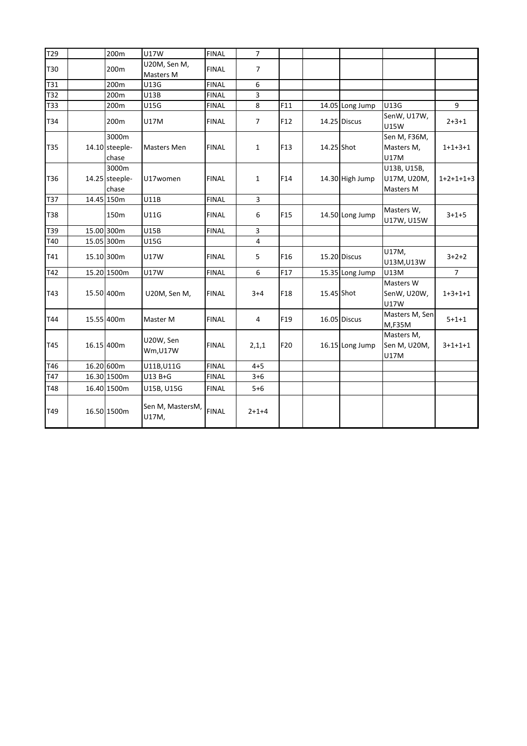| | | | | | | | | | | |
|---|---|---|---|---|---|---|---|---|---|---|
| T29 | | 200m | U17W | FINAL | 7 | | | | | |
| T30 | | 200m | U20M, Sen M, Masters M | FINAL | 7 | | | | | |
| T31 | | 200m | U13G | FINAL | 6 | | | | | |
| T32 | | 200m | U13B | FINAL | 3 | | | | | |
| T33 | | 200m | U15G | FINAL | 8 | F11 | 14.05 | Long Jump | U13G | 9 |
| T34 | | 200m | U17M | FINAL | 7 | F12 | 14.25 | Discus | SenW, U17W, U15W | 2+3+1 |
| T35 | 14.10 | 3000m steeple-chase | Masters Men | FINAL | 1 | F13 | 14.25 | Shot | Sen M, F36M, Masters M, U17M | 1+1+3+1 |
| T36 | 14.25 | 3000m steeple-chase | U17women | FINAL | 1 | F14 | 14.30 | High Jump | U13B, U15B, U17M, U20M, Masters M | 1+2+1+1+3 |
| T37 | 14.45 | 150m | U11B | FINAL | 3 | | | | | |
| T38 | | 150m | U11G | FINAL | 6 | F15 | 14.50 | Long Jump | Masters W, U17W, U15W | 3+1+5 |
| T39 | 15.00 | 300m | U15B | FINAL | 3 | | | | | |
| T40 | 15.05 | 300m | U15G | | 4 | | | | | |
| T41 | 15.10 | 300m | U17W | FINAL | 5 | F16 | 15.20 | Discus | U17M, U13M,U13W | 3+2+2 |
| T42 | 15.20 | 1500m | U17W | FINAL | 6 | F17 | 15.35 | Long Jump | U13M | 7 |
| T43 | 15.50 | 400m | U20M, Sen M, | FINAL | 3+4 | F18 | 15.45 | Shot | Masters W SenW, U20W, U17W | 1+3+1+1 |
| T44 | 15.55 | 400m | Master M | FINAL | 4 | F19 | 16.05 | Discus | Masters M, Sen M,F35M | 5+1+1 |
| T45 | 16.15 | 400m | U20W, Sen Wm,U17W | FINAL | 2,1,1 | F20 | 16.15 | Long Jump | Masters M, Sen M, U20M, U17M | 3+1+1+1 |
| T46 | 16.20 | 600m | U11B,U11G | FINAL | 4+5 | | | | | |
| T47 | 16.30 | 1500m | U13 B+G | FINAL | 3+6 | | | | | |
| T48 | 16.40 | 1500m | U15B, U15G | FINAL | 5+6 | | | | | |
| T49 | 16.50 | 1500m | Sen M, MastersM, U17M, | FINAL | 2+1+4 | | | | | |